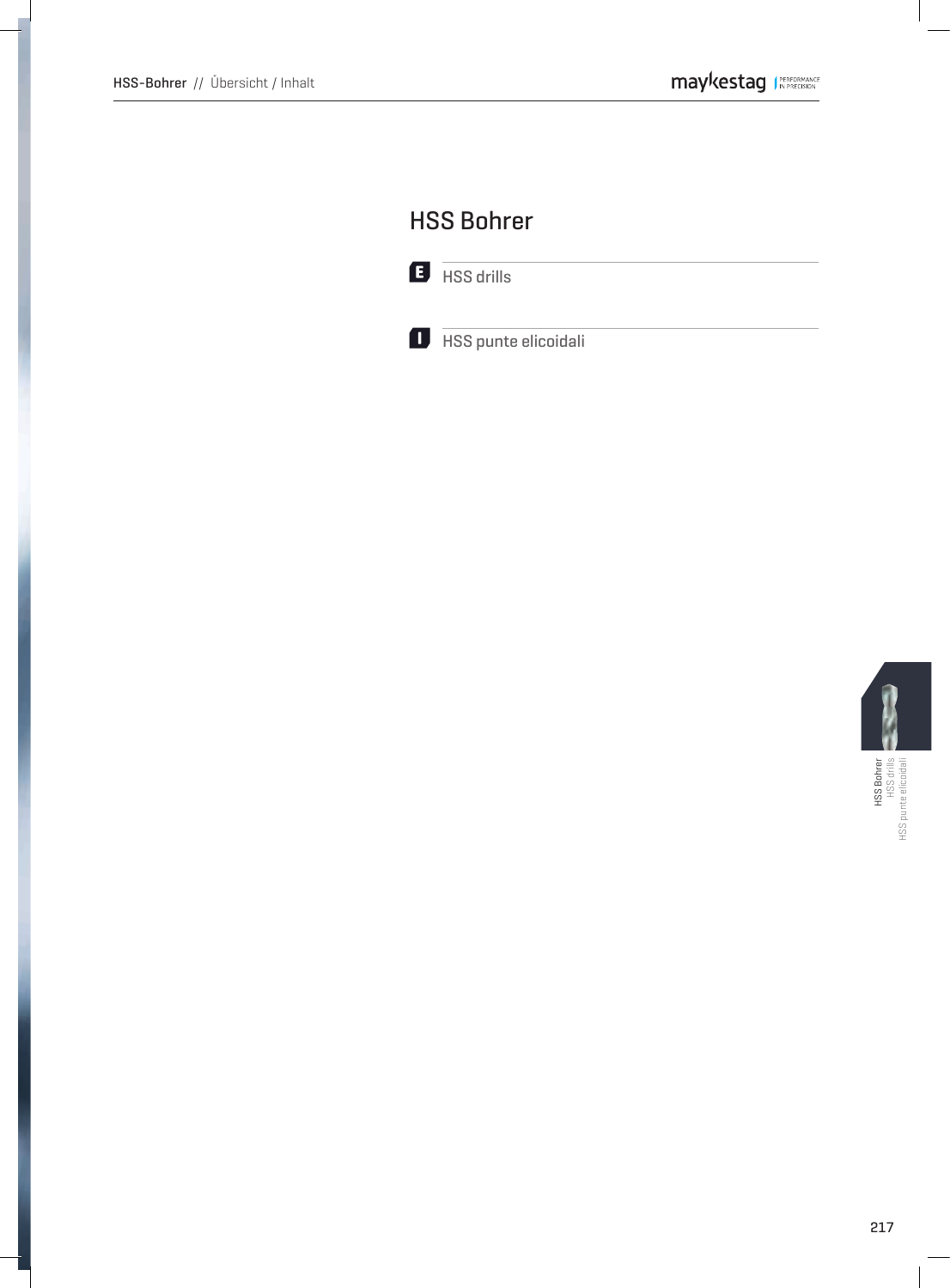# HSS Bohrer

**E** HSS drills

**I** HSS punte elicoidali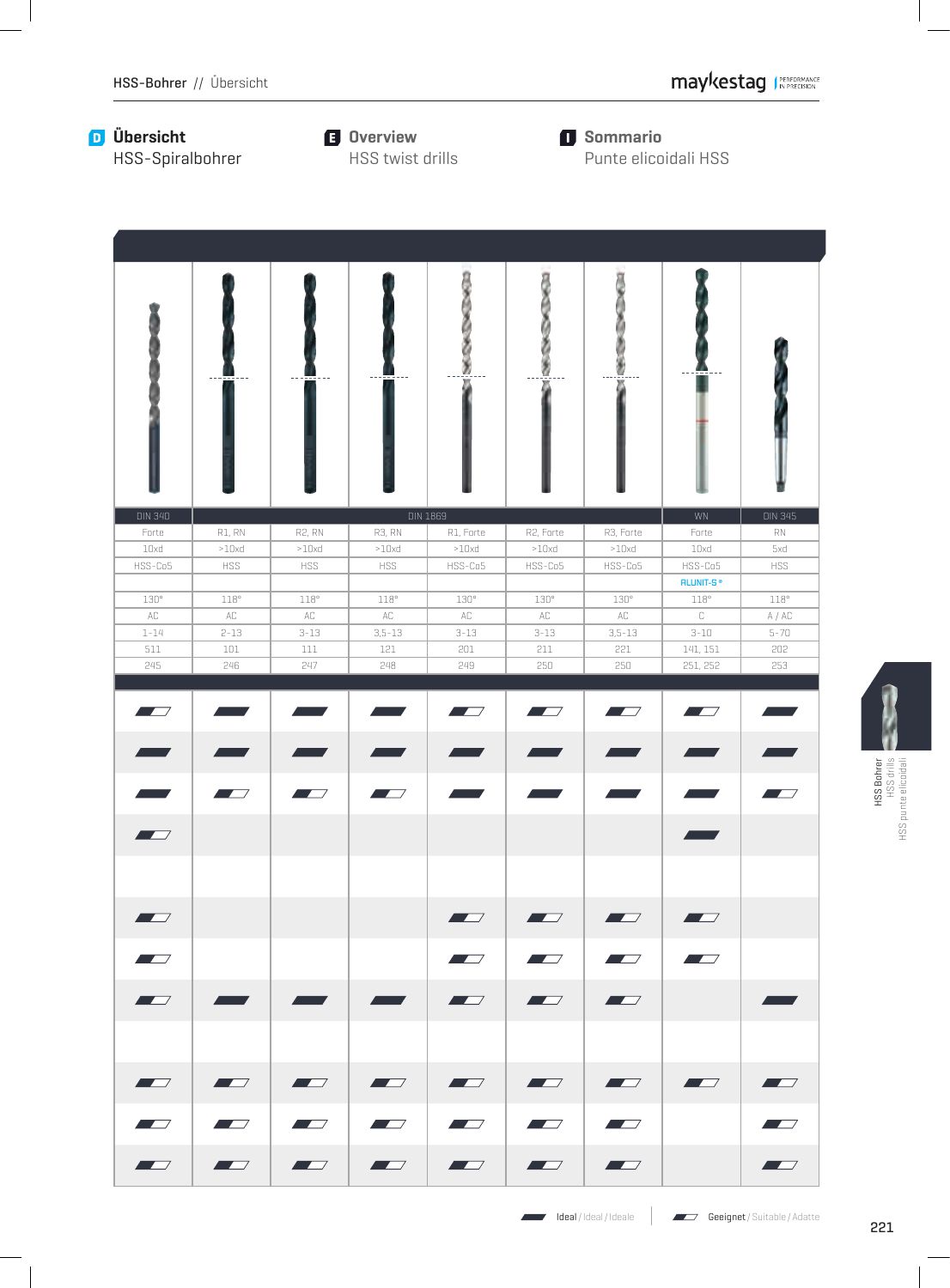## Übersicht
HSS-Spiralbohrer

## Overview
HSS twist drills

## Sommario
Punte elicoidali HSS

| DIN 340 | DIN 1869 | | | | | | WN | DIN 345 |
|---|---|---|---|---|---|---|---|---|
| Forte | R1, RN | R2, RN | R3, RN | R1, Forte | R2, Forte | R3, Forte | Forte | RN |
| 10xd | >10xd | >10xd | >10xd | >10xd | >10xd | >10xd | 10xd | 5xd |
| HSS-Co5 | HSS | HSS | HSS | HSS-Co5 | HSS-Co5 | HSS-Co5 | HSS-Co5 | HSS |
| | | | | | | | ALUNIT-S® | |
| 130° | 118° | 118° | 118° | 130° | 130° | 130° | 118° | 118° |
| AC | AC | AC | AC | AC | AC | AC | C | A / AC |
| 1-14 | 2-13 | 3-13 | 3,5-13 | 3-13 | 3-13 | 3,5-13 | 3-10 | 5-70 |
| 511 | 101 | 111 | 121 | 201 | 211 | 221 | 141, 151 | 202 |
| 245 | 246 | 247 | 248 | 249 | 250 | 250 | 251, 252 | 253 |
| Geeignet | Ideal | Ideal | Ideal | Geeignet | Geeignet | Geeignet | Geeignet | Ideal |
| Ideal | Ideal | Ideal | Ideal | Ideal | Ideal | Ideal | Ideal | Ideal |
| Ideal | Geeignet | Geeignet | Geeignet | Ideal | Ideal | Ideal | Ideal | Geeignet |
| Geeignet | | | | | | | Ideal | |
| | | | | | | | | |
| Geeignet | | | | Geeignet | Geeignet | Geeignet | Geeignet | |
| Geeignet | | | | Geeignet | Geeignet | Geeignet | Geeignet | |
| Geeignet | Ideal | Ideal | Ideal | Geeignet | Geeignet | Geeignet | | Ideal |
| | | | | | | | | |
| Geeignet | Geeignet | Geeignet | Geeignet | Geeignet | Geeignet | Geeignet | Geeignet | Geeignet |
| Geeignet | Geeignet | Geeignet | Geeignet | Geeignet | Geeignet | Geeignet | | Geeignet |
| Geeignet | Geeignet | Geeignet | Geeignet | Geeignet | Geeignet | Geeignet | | Geeignet |

**Ideal** / Ideal / Ideale  **Geeignet** / Suitable / Adatte

HSS Bohrer
HSS drills
HSS punte elicoidali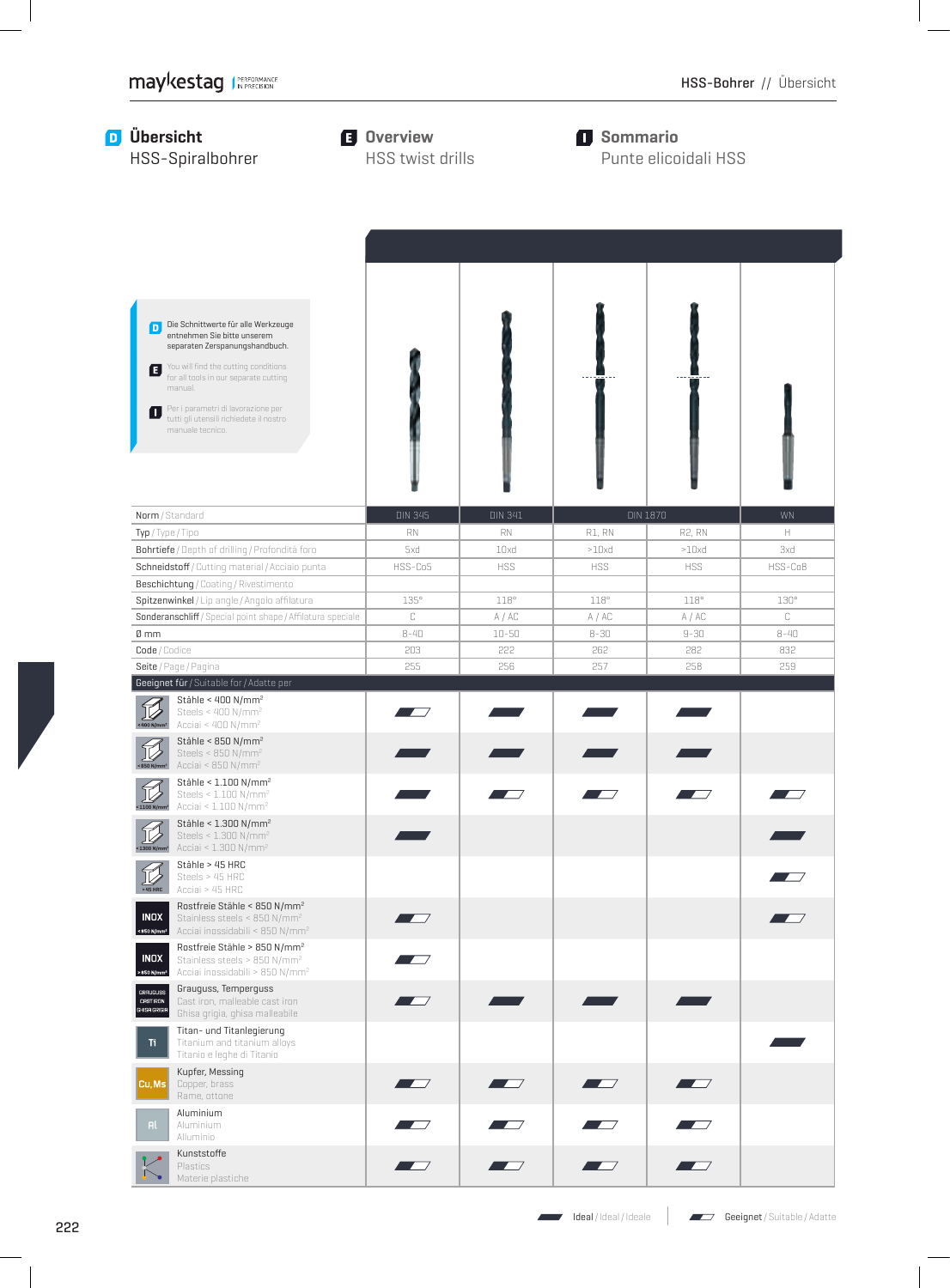# D Übersicht
HSS-Spiralbohrer

# E Overview
HSS twist drills

# I Sommario
Punte elicoidali HSS

**D** Die Schnittwerte für alle Werkzeuge entnehmen Sie bitte unserem separaten Zerspanungshandbuch.

**E** You will find the cutting conditions for all tools in our separate cutting manual.

**I** Per i parametri di lavorazione per tutti gli utensili richiedete il nostro manuale tecnico.

| Norm / Standard | DIN 345 | DIN 341 | DIN 1870 | | WN |
|---|---|---|---|---|---|
| Typ / Type / Tipo | RN | RN | R1, RN | R2, RN | H |
| Bohrtiefe / Depth of drilling / Profondità foro | 5xd | 10xd | >10xd | >10xd | 3xd |
| Schneidstoff / Cutting material / Acciaio punta | HSS-Co5 | HSS | HSS | HSS | HSS-Co8 |
| Beschichtung / Coating / Rivestimento | | | | | |
| Spitzenwinkel / Lip angle / Angolo affilatura | 135° | 118° | 118° | 118° | 130° |
| Sonderanschliff / Special point shape / Affilatura speciale | C | A / AC | A / AC | A / AC | C |
| Ø mm | 8-40 | 10-50 | 8-30 | 9-30 | 8-40 |
| Code / Codice | 203 | 222 | 262 | 282 | 832 |
| Seite / Page / Pagina | 255 | 256 | 257 | 258 | 259 |
| **Geeignet für / Suitable for / Adatte per** | | | | | |
| Stähle < 400 N/mm² / Steels < 400 N/mm² / Acciai < 400 N/mm² | Geeignet | Ideal | Ideal | Ideal | |
| Stähle < 850 N/mm² / Steels < 850 N/mm² / Acciai < 850 N/mm² | Ideal | Ideal | Ideal | Ideal | |
| Stähle < 1.100 N/mm² / Steels < 1.100 N/mm² / Acciai < 1.100 N/mm² | Ideal | Geeignet | Geeignet | Geeignet | Geeignet |
| Stähle < 1.300 N/mm² / Steels < 1.300 N/mm² / Acciai < 1.300 N/mm² | Ideal | | | | Ideal |
| Stähle > 45 HRC / Steels > 45 HRC / Acciai > 45 HRC | | | | | Geeignet |
| Rostfreie Stähle < 850 N/mm² / Stainless steels < 850 N/mm² / Acciai inossidabili < 850 N/mm² | Geeignet | | | | Geeignet |
| Rostfreie Stähle > 850 N/mm² / Stainless steels > 850 N/mm² / Acciai inossidabili > 850 N/mm² | Geeignet | | | | |
| Grauguss, Temperguss / Cast iron, malleable cast iron / Ghisa grigia, ghisa malleabile | Geeignet | Ideal | Ideal | Ideal | |
| Titan- und Titanlegierung / Titanium and titanium alloys / Titanio e leghe di Titanio | | | | | Ideal |
| Kupfer, Messing / Copper, brass / Rame, ottone | Geeignet | Geeignet | Geeignet | Geeignet | |
| Aluminium / Aluminium / Alluminio | Geeignet | Geeignet | Geeignet | Geeignet | |
| Kunststoffe / Plastics / Materie plastiche | Geeignet | Geeignet | Geeignet | Geeignet | |

Ideal / Ideal / Ideale — Geeignet / Suitable / Adatte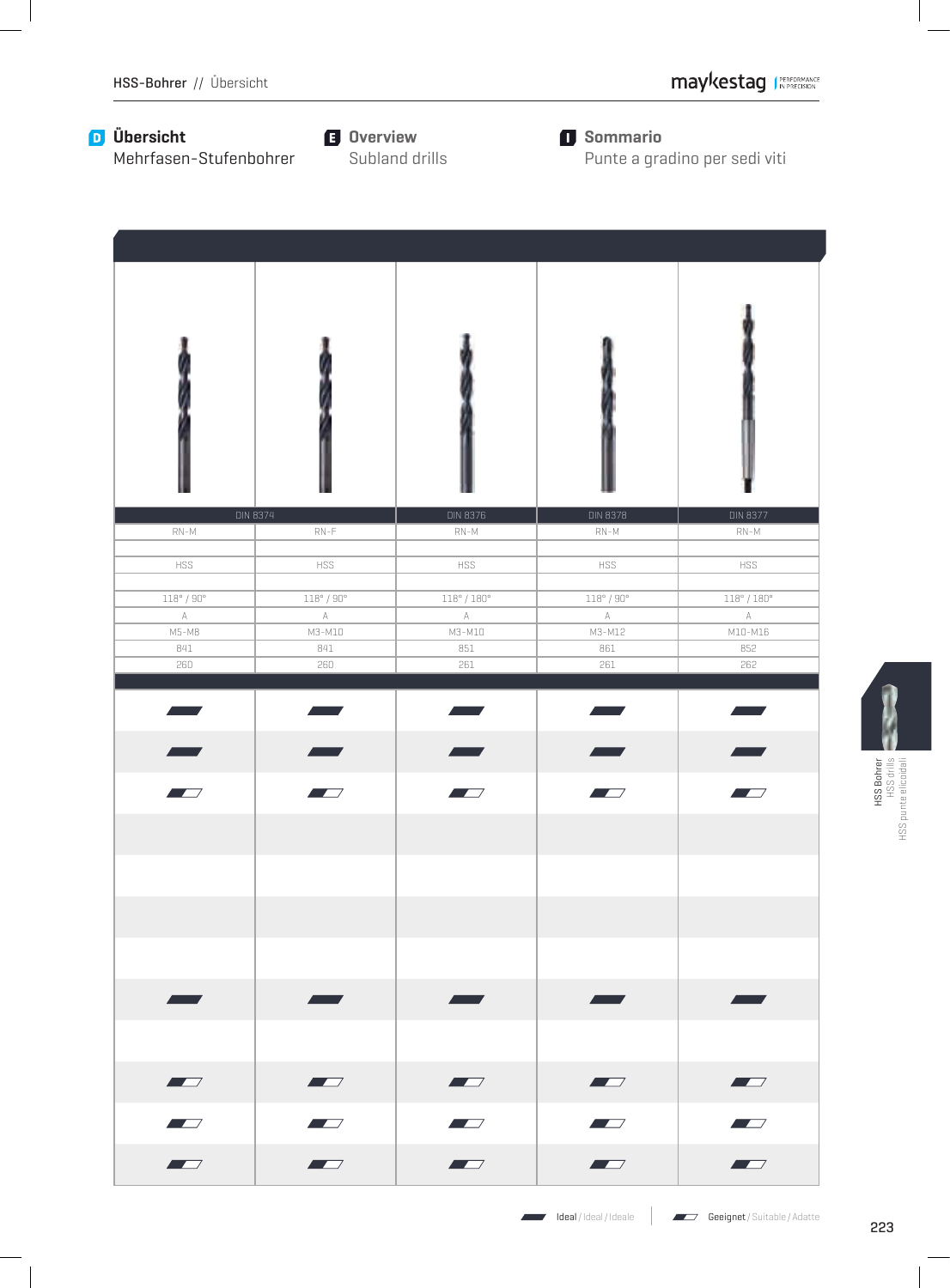## Übersicht
Mehrfasen-Stufenbohrer

## Overview
Subland drills

## Sommario
Punte a gradino per sedi viti

| DIN 8374 | | DIN 8376 | DIN 8378 | DIN 8377 |
|---|---|---|---|---|
| RN-M | RN-F | RN-M | RN-M | RN-M |
| | | | | |
| HSS | HSS | HSS | HSS | HSS |
| | | | | |
| 118° / 90° | 118° / 90° | 118° / 180° | 118° / 90° | 118° / 180° |
| A | A | A | A | A |
| M5-M8 | M3-M10 | M3-M10 | M3-M12 | M10-M16 |
| 841 | 841 | 851 | 861 | 852 |
| 260 | 260 | 261 | 261 | 262 |
| Ideal | Ideal | Ideal | Ideal | Ideal |
| Ideal | Ideal | Ideal | Ideal | Ideal |
| Geeignet | Geeignet | Geeignet | Geeignet | Geeignet |
| | | | | |
| | | | | |
| | | | | |
| | | | | |
| Ideal | Ideal | Ideal | Ideal | Ideal |
| | | | | |
| Geeignet | Geeignet | Geeignet | Geeignet | Geeignet |
| Geeignet | Geeignet | Geeignet | Geeignet | Geeignet |
| Geeignet | Geeignet | Geeignet | Geeignet | Geeignet |

Ideal / Ideal / Ideale    Geeignet / Suitable / Adatte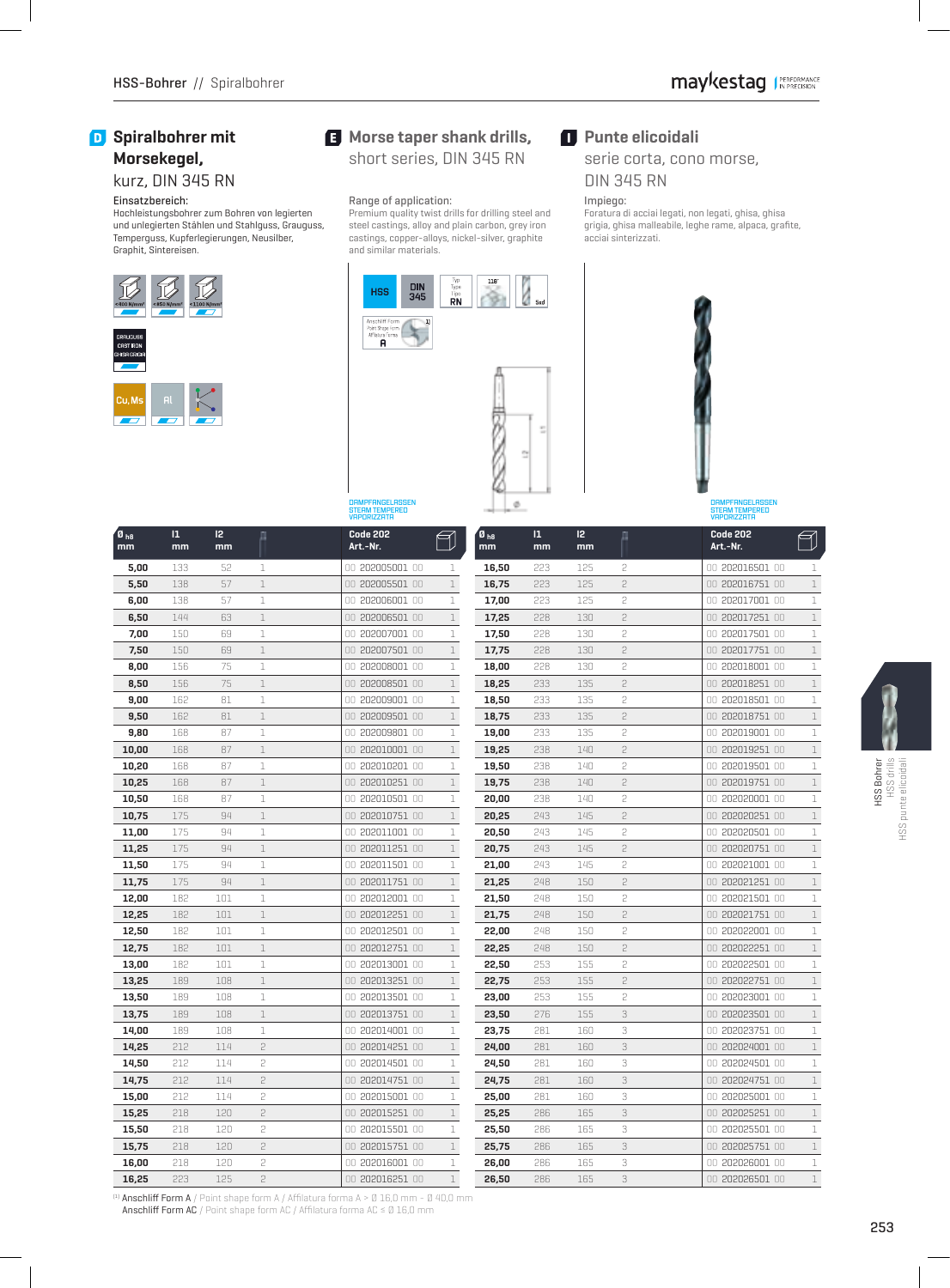## D Spiralbohrer mit Morsekegel,

kurz, DIN 345 RN

Einsatzbereich:
Hochleistungsbohrer zum Bohren von legierten und unlegierten Stählen und Stahlguss, Grauguss, Temperguss, Kupferlegierungen, Neusilber, Graphit, Sintereisen.

## E Morse taper shank drills,

short series, DIN 345 RN

Range of application:
Premium quality twist drills for drilling steel and steel castings, alloy and plain carbon, grey iron castings, copper-alloys, nickel-silver, graphite and similar materials.

## I Punte elicoidali

serie corta, cono morse, DIN 345 RN

Impiego:
Foratura di acciai legati, non legati, ghisa, ghisa grigia, ghisa malleabile, leghe rame, alpaca, grafite, acciai sinterizzati.

HSS | DIN 345 | Typ/Type/Tipo RN | 118° | 5xd

Anschliff Form / Point Shape form / Affilatura forma [1] A

DAMPFANGELASSEN
STEAM TEMPERED
VAPORIZZATA

| Ø h8 mm | l1 mm | l2 mm | MK | Code 202 Art.-Nr. | |
|---|---|---|---|---|---|
| 5,00 | 133 | 52 | 1 | 00 202005001 00 | 1 |
| 5,50 | 138 | 57 | 1 | 00 202005501 00 | 1 |
| 6,00 | 138 | 57 | 1 | 00 202006001 00 | 1 |
| 6,50 | 144 | 63 | 1 | 00 202006501 00 | 1 |
| 7,00 | 150 | 69 | 1 | 00 202007001 00 | 1 |
| 7,50 | 150 | 69 | 1 | 00 202007501 00 | 1 |
| 8,00 | 156 | 75 | 1 | 00 202008001 00 | 1 |
| 8,50 | 156 | 75 | 1 | 00 202008501 00 | 1 |
| 9,00 | 162 | 81 | 1 | 00 202009001 00 | 1 |
| 9,50 | 162 | 81 | 1 | 00 202009501 00 | 1 |
| 9,80 | 168 | 87 | 1 | 00 202009801 00 | 1 |
| 10,00 | 168 | 87 | 1 | 00 202010001 00 | 1 |
| 10,20 | 168 | 87 | 1 | 00 202010201 00 | 1 |
| 10,25 | 168 | 87 | 1 | 00 202010251 00 | 1 |
| 10,50 | 168 | 87 | 1 | 00 202010501 00 | 1 |
| 10,75 | 175 | 94 | 1 | 00 202010751 00 | 1 |
| 11,00 | 175 | 94 | 1 | 00 202011001 00 | 1 |
| 11,25 | 175 | 94 | 1 | 00 202011251 00 | 1 |
| 11,50 | 175 | 94 | 1 | 00 202011501 00 | 1 |
| 11,75 | 175 | 94 | 1 | 00 202011751 00 | 1 |
| 12,00 | 182 | 101 | 1 | 00 202012001 00 | 1 |
| 12,25 | 182 | 101 | 1 | 00 202012251 00 | 1 |
| 12,50 | 182 | 101 | 1 | 00 202012501 00 | 1 |
| 12,75 | 182 | 101 | 1 | 00 202012751 00 | 1 |
| 13,00 | 182 | 101 | 1 | 00 202013001 00 | 1 |
| 13,25 | 189 | 108 | 1 | 00 202013251 00 | 1 |
| 13,50 | 189 | 108 | 1 | 00 202013501 00 | 1 |
| 13,75 | 189 | 108 | 1 | 00 202013751 00 | 1 |
| 14,00 | 189 | 108 | 1 | 00 202014001 00 | 1 |
| 14,25 | 212 | 114 | 2 | 00 202014251 00 | 1 |
| 14,50 | 212 | 114 | 2 | 00 202014501 00 | 1 |
| 14,75 | 212 | 114 | 2 | 00 202014751 00 | 1 |
| 15,00 | 212 | 114 | 2 | 00 202015001 00 | 1 |
| 15,25 | 218 | 120 | 2 | 00 202015251 00 | 1 |
| 15,50 | 218 | 120 | 2 | 00 202015501 00 | 1 |
| 15,75 | 218 | 120 | 2 | 00 202015751 00 | 1 |
| 16,00 | 218 | 120 | 2 | 00 202016001 00 | 1 |
| 16,25 | 223 | 125 | 2 | 00 202016251 00 | 1 |
| 16,50 | 223 | 125 | 2 | 00 202016501 00 | 1 |
| 16,75 | 223 | 125 | 2 | 00 202016751 00 | 1 |
| 17,00 | 223 | 125 | 2 | 00 202017001 00 | 1 |
| 17,25 | 228 | 130 | 2 | 00 202017251 00 | 1 |
| 17,50 | 228 | 130 | 2 | 00 202017501 00 | 1 |
| 17,75 | 228 | 130 | 2 | 00 202017751 00 | 1 |
| 18,00 | 228 | 130 | 2 | 00 202018001 00 | 1 |
| 18,25 | 233 | 135 | 2 | 00 202018251 00 | 1 |
| 18,50 | 233 | 135 | 2 | 00 202018501 00 | 1 |
| 18,75 | 233 | 135 | 2 | 00 202018751 00 | 1 |
| 19,00 | 233 | 135 | 2 | 00 202019001 00 | 1 |
| 19,25 | 238 | 140 | 2 | 00 202019251 00 | 1 |
| 19,50 | 238 | 140 | 2 | 00 202019501 00 | 1 |
| 19,75 | 238 | 140 | 2 | 00 202019751 00 | 1 |
| 20,00 | 238 | 140 | 2 | 00 202020001 00 | 1 |
| 20,25 | 243 | 145 | 2 | 00 202020251 00 | 1 |
| 20,50 | 243 | 145 | 2 | 00 202020501 00 | 1 |
| 20,75 | 243 | 145 | 2 | 00 202020751 00 | 1 |
| 21,00 | 243 | 145 | 2 | 00 202021001 00 | 1 |
| 21,25 | 248 | 150 | 2 | 00 202021251 00 | 1 |
| 21,50 | 248 | 150 | 2 | 00 202021501 00 | 1 |
| 21,75 | 248 | 150 | 2 | 00 202021751 00 | 1 |
| 22,00 | 248 | 150 | 2 | 00 202022001 00 | 1 |
| 22,25 | 248 | 150 | 2 | 00 202022251 00 | 1 |
| 22,50 | 253 | 155 | 2 | 00 202022501 00 | 1 |
| 22,75 | 253 | 155 | 2 | 00 202022751 00 | 1 |
| 23,00 | 253 | 155 | 2 | 00 202023001 00 | 1 |
| 23,50 | 276 | 155 | 3 | 00 202023501 00 | 1 |
| 23,75 | 281 | 160 | 3 | 00 202023751 00 | 1 |
| 24,00 | 281 | 160 | 3 | 00 202024001 00 | 1 |
| 24,50 | 281 | 160 | 3 | 00 202024501 00 | 1 |
| 24,75 | 281 | 160 | 3 | 00 202024751 00 | 1 |
| 25,00 | 281 | 160 | 3 | 00 202025001 00 | 1 |
| 25,25 | 286 | 165 | 3 | 00 202025251 00 | 1 |
| 25,50 | 286 | 165 | 3 | 00 202025501 00 | 1 |
| 25,75 | 286 | 165 | 3 | 00 202025751 00 | 1 |
| 26,00 | 286 | 165 | 3 | 00 202026001 00 | 1 |
| 26,50 | 286 | 165 | 3 | 00 202026501 00 | 1 |

[1] Anschliff Form A / Point shape form A / Affilatura forma A > Ø 16,0 mm - Ø 40,0 mm
Anschliff Form AC / Point shape form AC / Affilatura forma AC ≤ Ø 16,0 mm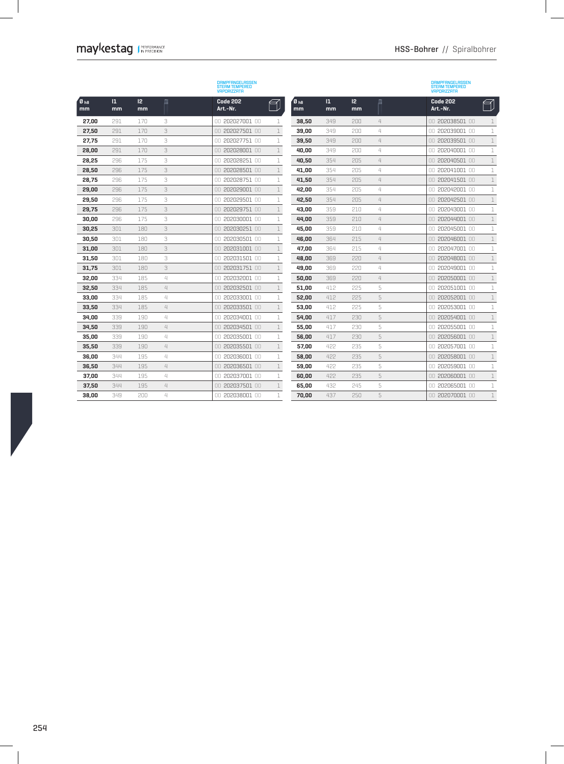DAMPFANGELASSEN
STEAM TEMPERED
VAPORIZZATA

| Ø h8 mm | l1 mm | l2 mm | | Code 202 Art.-Nr. | |
|---|---|---|---|---|---|
| 27,00 | 291 | 170 | 3 | 00 202027001 00 | 1 |
| 27,50 | 291 | 170 | 3 | 00 202027501 00 | 1 |
| 27,75 | 291 | 170 | 3 | 00 202027751 00 | 1 |
| 28,00 | 291 | 170 | 3 | 00 202028001 00 | 1 |
| 28,25 | 296 | 175 | 3 | 00 202028251 00 | 1 |
| 28,50 | 296 | 175 | 3 | 00 202028501 00 | 1 |
| 28,75 | 296 | 175 | 3 | 00 202028751 00 | 1 |
| 29,00 | 296 | 175 | 3 | 00 202029001 00 | 1 |
| 29,50 | 296 | 175 | 3 | 00 202029501 00 | 1 |
| 29,75 | 296 | 175 | 3 | 00 202029751 00 | 1 |
| 30,00 | 296 | 175 | 3 | 00 202030001 00 | 1 |
| 30,25 | 301 | 180 | 3 | 00 202030251 00 | 1 |
| 30,50 | 301 | 180 | 3 | 00 202030501 00 | 1 |
| 31,00 | 301 | 180 | 3 | 00 202031001 00 | 1 |
| 31,50 | 301 | 180 | 3 | 00 202031501 00 | 1 |
| 31,75 | 301 | 180 | 3 | 00 202031751 00 | 1 |
| 32,00 | 334 | 185 | 4 | 00 202032001 00 | 1 |
| 32,50 | 334 | 185 | 4 | 00 202032501 00 | 1 |
| 33,00 | 334 | 185 | 4 | 00 202033001 00 | 1 |
| 33,50 | 334 | 185 | 4 | 00 202033501 00 | 1 |
| 34,00 | 339 | 190 | 4 | 00 202034001 00 | 1 |
| 34,50 | 339 | 190 | 4 | 00 202034501 00 | 1 |
| 35,00 | 339 | 190 | 4 | 00 202035001 00 | 1 |
| 35,50 | 339 | 190 | 4 | 00 202035501 00 | 1 |
| 36,00 | 344 | 195 | 4 | 00 202036001 00 | 1 |
| 36,50 | 344 | 195 | 4 | 00 202036501 00 | 1 |
| 37,00 | 344 | 195 | 4 | 00 202037001 00 | 1 |
| 37,50 | 344 | 195 | 4 | 00 202037501 00 | 1 |
| 38,00 | 349 | 200 | 4 | 00 202038001 00 | 1 |

DAMPFANGELASSEN
STEAM TEMPERED
VAPORIZZATA

| Ø h8 mm | l1 mm | l2 mm | | Code 202 Art.-Nr. | |
|---|---|---|---|---|---|
| 38,50 | 349 | 200 | 4 | 00 202038501 00 | 1 |
| 39,00 | 349 | 200 | 4 | 00 202039001 00 | 1 |
| 39,50 | 349 | 200 | 4 | 00 202039501 00 | 1 |
| 40,00 | 349 | 200 | 4 | 00 202040001 00 | 1 |
| 40,50 | 354 | 205 | 4 | 00 202040501 00 | 1 |
| 41,00 | 354 | 205 | 4 | 00 202041001 00 | 1 |
| 41,50 | 354 | 205 | 4 | 00 202041501 00 | 1 |
| 42,00 | 354 | 205 | 4 | 00 202042001 00 | 1 |
| 42,50 | 354 | 205 | 4 | 00 202042501 00 | 1 |
| 43,00 | 359 | 210 | 4 | 00 202043001 00 | 1 |
| 44,00 | 359 | 210 | 4 | 00 202044001 00 | 1 |
| 45,00 | 359 | 210 | 4 | 00 202045001 00 | 1 |
| 46,00 | 364 | 215 | 4 | 00 202046001 00 | 1 |
| 47,00 | 364 | 215 | 4 | 00 202047001 00 | 1 |
| 48,00 | 369 | 220 | 4 | 00 202048001 00 | 1 |
| 49,00 | 369 | 220 | 4 | 00 202049001 00 | 1 |
| 50,00 | 369 | 220 | 4 | 00 202050001 00 | 1 |
| 51,00 | 412 | 225 | 5 | 00 202051001 00 | 1 |
| 52,00 | 412 | 225 | 5 | 00 202052001 00 | 1 |
| 53,00 | 412 | 225 | 5 | 00 202053001 00 | 1 |
| 54,00 | 417 | 230 | 5 | 00 202054001 00 | 1 |
| 55,00 | 417 | 230 | 5 | 00 202055001 00 | 1 |
| 56,00 | 417 | 230 | 5 | 00 202056001 00 | 1 |
| 57,00 | 422 | 235 | 5 | 00 202057001 00 | 1 |
| 58,00 | 422 | 235 | 5 | 00 202058001 00 | 1 |
| 59,00 | 422 | 235 | 5 | 00 202059001 00 | 1 |
| 60,00 | 422 | 235 | 5 | 00 202060001 00 | 1 |
| 65,00 | 432 | 245 | 5 | 00 202065001 00 | 1 |
| 70,00 | 437 | 250 | 5 | 00 202070001 00 | 1 |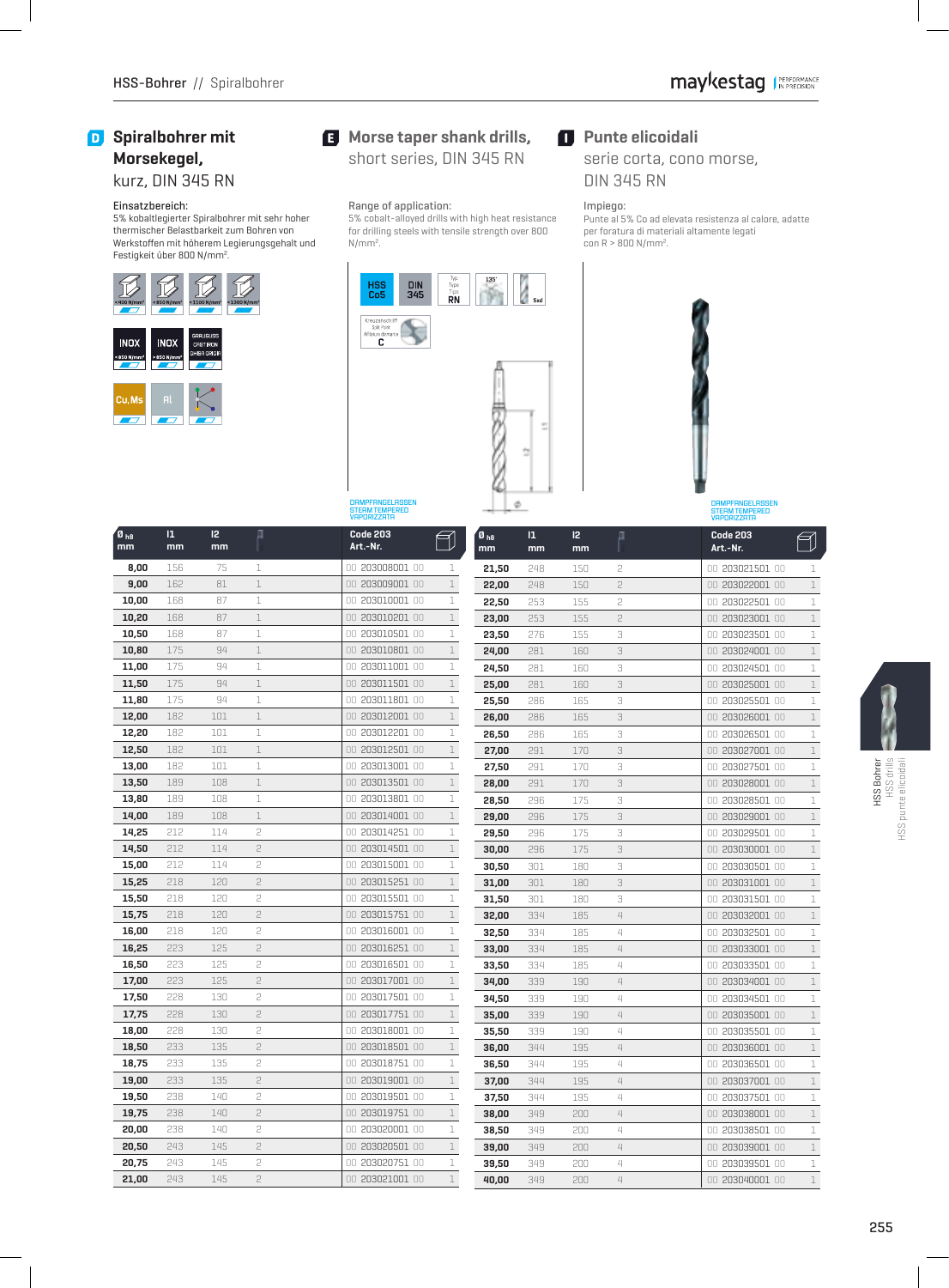# D Spiralbohrer mit Morsekegel, kurz, DIN 345 RN

**Einsatzbereich:**
5% kobaltlegierter Spiralbohrer mit sehr hoher thermischer Belastbarkeit zum Bohren von Werkstoffen mit höherem Legierungsgehalt und Festigkeit über 800 N/mm².

# E Morse taper shank drills, short series, DIN 345 RN

**Range of application:**
5% cobalt-alloyed drills with high heat resistance for drilling steels with tensile strength over 800 N/mm².

# I Punte elicoidali serie corta, cono morse, DIN 345 RN

**Impiego:**
Punte al 5% Co ad elevata resistenza al calore, adatte per foratura di materiali altamente legati con R > 800 N/mm².

HSS Co5 | DIN 345 | Typ Type Tipo RN | 135° | 5xd

Kreuzanschliff Split Point Affilatura a croce C

DAMPFANGELASSEN STEAM TEMPERED VAPORIZZATA

| Ø h8 mm | l1 mm | l2 mm | MK | Code 203 Art.-Nr. | |
|---|---|---|---|---|---|
| **8,00** | 156 | 75 | 1 | 00 203008001 00 | 1 |
| **9,00** | 162 | 81 | 1 | 00 203009001 00 | 1 |
| **10,00** | 168 | 87 | 1 | 00 203010001 00 | 1 |
| **10,20** | 168 | 87 | 1 | 00 203010201 00 | 1 |
| **10,50** | 168 | 87 | 1 | 00 203010501 00 | 1 |
| **10,80** | 175 | 94 | 1 | 00 203010801 00 | 1 |
| **11,00** | 175 | 94 | 1 | 00 203011001 00 | 1 |
| **11,50** | 175 | 94 | 1 | 00 203011501 00 | 1 |
| **11,80** | 175 | 94 | 1 | 00 203011801 00 | 1 |
| **12,00** | 182 | 101 | 1 | 00 203012001 00 | 1 |
| **12,20** | 182 | 101 | 1 | 00 203012201 00 | 1 |
| **12,50** | 182 | 101 | 1 | 00 203012501 00 | 1 |
| **13,00** | 182 | 101 | 1 | 00 203013001 00 | 1 |
| **13,50** | 189 | 108 | 1 | 00 203013501 00 | 1 |
| **13,80** | 189 | 108 | 1 | 00 203013801 00 | 1 |
| **14,00** | 189 | 108 | 1 | 00 203014001 00 | 1 |
| **14,25** | 212 | 114 | 2 | 00 203014251 00 | 1 |
| **14,50** | 212 | 114 | 2 | 00 203014501 00 | 1 |
| **15,00** | 212 | 114 | 2 | 00 203015001 00 | 1 |
| **15,25** | 218 | 120 | 2 | 00 203015251 00 | 1 |
| **15,50** | 218 | 120 | 2 | 00 203015501 00 | 1 |
| **15,75** | 218 | 120 | 2 | 00 203015751 00 | 1 |
| **16,00** | 218 | 120 | 2 | 00 203016001 00 | 1 |
| **16,25** | 223 | 125 | 2 | 00 203016251 00 | 1 |
| **16,50** | 223 | 125 | 2 | 00 203016501 00 | 1 |
| **17,00** | 223 | 125 | 2 | 00 203017001 00 | 1 |
| **17,50** | 228 | 130 | 2 | 00 203017501 00 | 1 |
| **17,75** | 228 | 130 | 2 | 00 203017751 00 | 1 |
| **18,00** | 228 | 130 | 2 | 00 203018001 00 | 1 |
| **18,50** | 233 | 135 | 2 | 00 203018501 00 | 1 |
| **18,75** | 233 | 135 | 2 | 00 203018751 00 | 1 |
| **19,00** | 233 | 135 | 2 | 00 203019001 00 | 1 |
| **19,50** | 238 | 140 | 2 | 00 203019501 00 | 1 |
| **19,75** | 238 | 140 | 2 | 00 203019751 00 | 1 |
| **20,00** | 238 | 140 | 2 | 00 203020001 00 | 1 |
| **20,50** | 243 | 145 | 2 | 00 203020501 00 | 1 |
| **20,75** | 243 | 145 | 2 | 00 203020751 00 | 1 |
| **21,00** | 243 | 145 | 2 | 00 203021001 00 | 1 |
| **21,50** | 248 | 150 | 2 | 00 203021501 00 | 1 |
| **22,00** | 248 | 150 | 2 | 00 203022001 00 | 1 |
| **22,50** | 253 | 155 | 2 | 00 203022501 00 | 1 |
| **23,00** | 253 | 155 | 2 | 00 203023001 00 | 1 |
| **23,50** | 276 | 155 | 3 | 00 203023501 00 | 1 |
| **24,00** | 281 | 160 | 3 | 00 203024001 00 | 1 |
| **24,50** | 281 | 160 | 3 | 00 203024501 00 | 1 |
| **25,00** | 281 | 160 | 3 | 00 203025001 00 | 1 |
| **25,50** | 286 | 165 | 3 | 00 203025501 00 | 1 |
| **26,00** | 286 | 165 | 3 | 00 203026001 00 | 1 |
| **26,50** | 286 | 165 | 3 | 00 203026501 00 | 1 |
| **27,00** | 291 | 170 | 3 | 00 203027001 00 | 1 |
| **27,50** | 291 | 170 | 3 | 00 203027501 00 | 1 |
| **28,00** | 291 | 170 | 3 | 00 203028001 00 | 1 |
| **28,50** | 296 | 175 | 3 | 00 203028501 00 | 1 |
| **29,00** | 296 | 175 | 3 | 00 203029001 00 | 1 |
| **29,50** | 296 | 175 | 3 | 00 203029501 00 | 1 |
| **30,00** | 296 | 175 | 3 | 00 203030001 00 | 1 |
| **30,50** | 301 | 180 | 3 | 00 203030501 00 | 1 |
| **31,00** | 301 | 180 | 3 | 00 203031001 00 | 1 |
| **31,50** | 301 | 180 | 3 | 00 203031501 00 | 1 |
| **32,00** | 334 | 185 | 4 | 00 203032001 00 | 1 |
| **32,50** | 334 | 185 | 4 | 00 203032501 00 | 1 |
| **33,00** | 334 | 185 | 4 | 00 203033001 00 | 1 |
| **33,50** | 334 | 185 | 4 | 00 203033501 00 | 1 |
| **34,00** | 339 | 190 | 4 | 00 203034001 00 | 1 |
| **34,50** | 339 | 190 | 4 | 00 203034501 00 | 1 |
| **35,00** | 339 | 190 | 4 | 00 203035001 00 | 1 |
| **35,50** | 339 | 190 | 4 | 00 203035501 00 | 1 |
| **36,00** | 344 | 195 | 4 | 00 203036001 00 | 1 |
| **36,50** | 344 | 195 | 4 | 00 203036501 00 | 1 |
| **37,00** | 344 | 195 | 4 | 00 203037001 00 | 1 |
| **37,50** | 344 | 195 | 4 | 00 203037501 00 | 1 |
| **38,00** | 349 | 200 | 4 | 00 203038001 00 | 1 |
| **38,50** | 349 | 200 | 4 | 00 203038501 00 | 1 |
| **39,00** | 349 | 200 | 4 | 00 203039001 00 | 1 |
| **39,50** | 349 | 200 | 4 | 00 203039501 00 | 1 |
| **40,00** | 349 | 200 | 4 | 00 203040001 00 | 1 |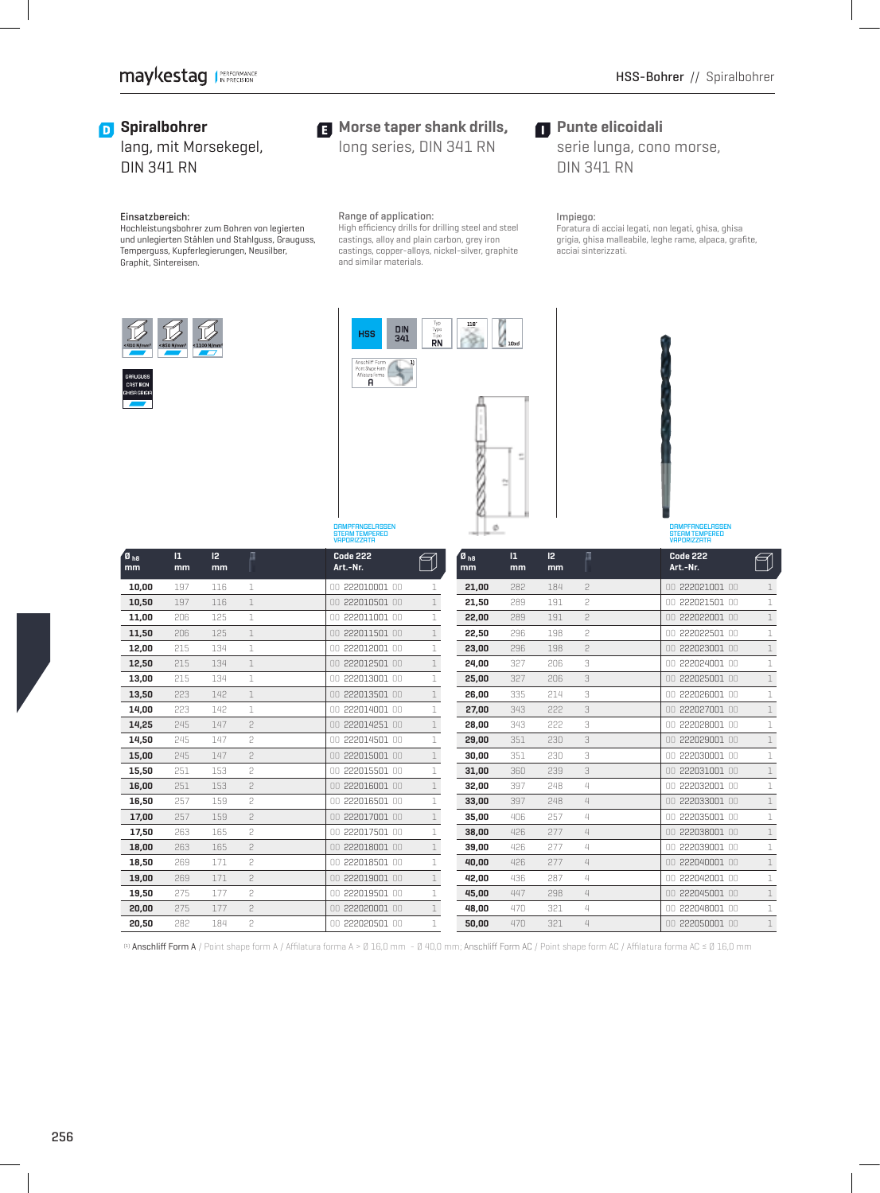## D Spiralbohrer

lang, mit Morsekegel, DIN 341 RN

## E Morse taper shank drills,

long series, DIN 341 RN

## I Punte elicoidali

serie lunga, cono morse, DIN 341 RN

Einsatzbereich:
Hochleistungsbohrer zum Bohren von legierten und unlegierten Stählen und Stahlguss, Grauguss, Temperguss, Kupferlegierungen, Neusilber, Graphit, Sintereisen.

Range of application:
High efficiency drills for drilling steel and steel castings, alloy and plain carbon, grey iron castings, copper-alloys, nickel-silver, graphite and similar materials.

Impiego:
Foratura di acciai legati, non legati, ghisa, ghisa grigia, ghisa malleabile, leghe rame, alpaca, grafite, acciai sinterizzati.

<800 N/mm² | <850 N/mm² | <1100 N/mm²

GRAUGUSS
CAST IRON
GHISA GRIGIA

HSS | DIN 341 | Typ Type Tipo RN | 118° | 10xd

Anschliff Form / Point Shape Form / Affilatura forma A [1]

DAMPFANGELASSEN
STEAM TEMPERED
VAPORIZZATA

| Ø h8 mm | l1 mm | l2 mm | MK | Code 222 Art.-Nr. | |
|---|---|---|---|---|---|
| **10,00** | 197 | 116 | 1 | 00 222010001 00 | 1 |
| **10,50** | 197 | 116 | 1 | 00 222010501 00 | 1 |
| **11,00** | 206 | 125 | 1 | 00 222011001 00 | 1 |
| **11,50** | 206 | 125 | 1 | 00 222011501 00 | 1 |
| **12,00** | 215 | 134 | 1 | 00 222012001 00 | 1 |
| **12,50** | 215 | 134 | 1 | 00 222012501 00 | 1 |
| **13,00** | 215 | 134 | 1 | 00 222013001 00 | 1 |
| **13,50** | 223 | 142 | 1 | 00 222013501 00 | 1 |
| **14,00** | 223 | 142 | 1 | 00 222014001 00 | 1 |
| **14,25** | 245 | 147 | 2 | 00 222014251 00 | 1 |
| **14,50** | 245 | 147 | 2 | 00 222014501 00 | 1 |
| **15,00** | 245 | 147 | 2 | 00 222015001 00 | 1 |
| **15,50** | 251 | 153 | 2 | 00 222015501 00 | 1 |
| **16,00** | 251 | 153 | 2 | 00 222016001 00 | 1 |
| **16,50** | 257 | 159 | 2 | 00 222016501 00 | 1 |
| **17,00** | 257 | 159 | 2 | 00 222017001 00 | 1 |
| **17,50** | 263 | 165 | 2 | 00 222017501 00 | 1 |
| **18,00** | 263 | 165 | 2 | 00 222018001 00 | 1 |
| **18,50** | 269 | 171 | 2 | 00 222018501 00 | 1 |
| **19,00** | 269 | 171 | 2 | 00 222019001 00 | 1 |
| **19,50** | 275 | 177 | 2 | 00 222019501 00 | 1 |
| **20,00** | 275 | 177 | 2 | 00 222020001 00 | 1 |
| **20,50** | 282 | 184 | 2 | 00 222020501 00 | 1 |
| **21,00** | 282 | 184 | 2 | 00 222021001 00 | 1 |
| **21,50** | 289 | 191 | 2 | 00 222021501 00 | 1 |
| **22,00** | 289 | 191 | 2 | 00 222022001 00 | 1 |
| **22,50** | 296 | 198 | 2 | 00 222022501 00 | 1 |
| **23,00** | 296 | 198 | 2 | 00 222023001 00 | 1 |
| **24,00** | 327 | 206 | 3 | 00 222024001 00 | 1 |
| **25,00** | 327 | 206 | 3 | 00 222025001 00 | 1 |
| **26,00** | 335 | 214 | 3 | 00 222026001 00 | 1 |
| **27,00** | 343 | 222 | 3 | 00 222027001 00 | 1 |
| **28,00** | 343 | 222 | 3 | 00 222028001 00 | 1 |
| **29,00** | 351 | 230 | 3 | 00 222029001 00 | 1 |
| **30,00** | 351 | 230 | 3 | 00 222030001 00 | 1 |
| **31,00** | 360 | 239 | 3 | 00 222031001 00 | 1 |
| **32,00** | 397 | 248 | 4 | 00 222032001 00 | 1 |
| **33,00** | 397 | 248 | 4 | 00 222033001 00 | 1 |
| **35,00** | 406 | 257 | 4 | 00 222035001 00 | 1 |
| **38,00** | 426 | 277 | 4 | 00 222038001 00 | 1 |
| **39,00** | 426 | 277 | 4 | 00 222039001 00 | 1 |
| **40,00** | 426 | 277 | 4 | 00 222040001 00 | 1 |
| **42,00** | 436 | 287 | 4 | 00 222042001 00 | 1 |
| **45,00** | 447 | 298 | 4 | 00 222045001 00 | 1 |
| **48,00** | 470 | 321 | 4 | 00 222048001 00 | 1 |
| **50,00** | 470 | 321 | 4 | 00 222050001 00 | 1 |

[1] Anschliff Form A / Point shape form A / Affilatura forma A > Ø 16,0 mm - Ø 40,0 mm; Anschliff Form AC / Point shape form AC / Affilatura forma AC ≤ Ø 16,0 mm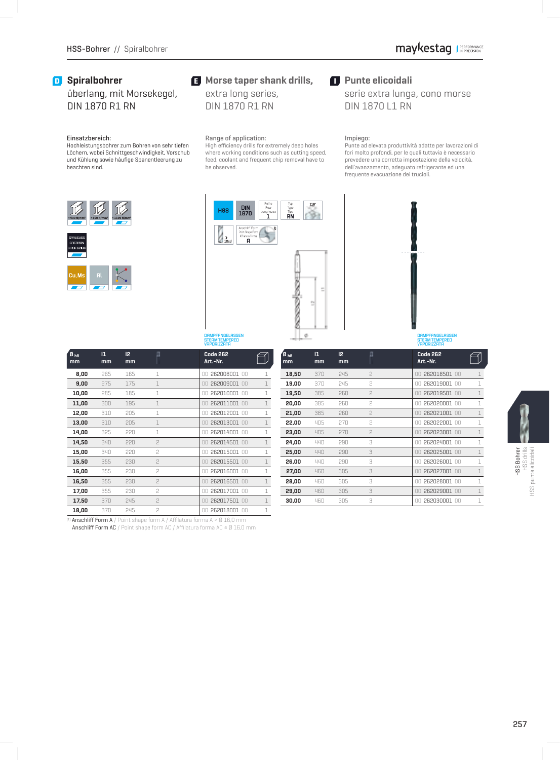# Spiralbohrer

überlang, mit Morsekegel, DIN 1870 R1 RN

# Morse taper shank drills,

extra long series, DIN 1870 R1 RN

# Punte elicoidali

serie extra lunga, cono morse DIN 1870 L1 RN

Einsatzbereich:
Hochleistungsbohrer zum Bohren von sehr tiefen Löchern, wobei Schnittgeschwindigkeit, Vorschub und Kühlung sowie häufige Spanentleerung zu beachten sind.

Range of application:
High efficiency drills for extremely deep holes where working conditions such as cutting speed, feed, coolant and frequent chip removal have to be observed.

Impiego:
Punte ad elevata produttività adatte per lavorazioni di fori molto profondi, per le quali tuttavia è necessario prevedere una corretta impostazione della velocità, dell'avanzamento, adeguato refrigerante ed una frequente evacuazione dei trucioli.

HSS | DIN 1870 | Reihe / Row / Lunghezza 1 | Typ / Type / Tipo RN | 118° | > 10xd | Anschliff Form / Point Shape Form / Affilatura Forma A [1]

DAMPFANGELASSEN / STEAM TEMPERED / VAPORIZZATA

| Ø h8 mm | l1 mm | l2 mm | MK | Code 262 Art.-Nr. | |
|---|---|---|---|---|---|
| 8,00 | 265 | 165 | 1 | 00 262008001 00 | 1 |
| 9,00 | 275 | 175 | 1 | 00 262009001 00 | 1 |
| 10,00 | 285 | 185 | 1 | 00 262010001 00 | 1 |
| 11,00 | 300 | 195 | 1 | 00 262011001 00 | 1 |
| 12,00 | 310 | 205 | 1 | 00 262012001 00 | 1 |
| 13,00 | 310 | 205 | 1 | 00 262013001 00 | 1 |
| 14,00 | 325 | 220 | 1 | 00 262014001 00 | 1 |
| 14,50 | 340 | 220 | 2 | 00 262014501 00 | 1 |
| 15,00 | 340 | 220 | 2 | 00 262015001 00 | 1 |
| 15,50 | 355 | 230 | 2 | 00 262015501 00 | 1 |
| 16,00 | 355 | 230 | 2 | 00 262016001 00 | 1 |
| 16,50 | 355 | 230 | 2 | 00 262016501 00 | 1 |
| 17,00 | 355 | 230 | 2 | 00 262017001 00 | 1 |
| 17,50 | 370 | 245 | 2 | 00 262017501 00 | 1 |
| 18,00 | 370 | 245 | 2 | 00 262018001 00 | 1 |
| 18,50 | 370 | 245 | 2 | 00 262018501 00 | 1 |
| 19,00 | 370 | 245 | 2 | 00 262019001 00 | 1 |
| 19,50 | 385 | 260 | 2 | 00 262019501 00 | 1 |
| 20,00 | 385 | 260 | 2 | 00 262020001 00 | 1 |
| 21,00 | 385 | 260 | 2 | 00 262021001 00 | 1 |
| 22,00 | 405 | 270 | 2 | 00 262022001 00 | 1 |
| 23,00 | 405 | 270 | 2 | 00 262023001 00 | 1 |
| 24,00 | 440 | 290 | 3 | 00 262024001 00 | 1 |
| 25,00 | 440 | 290 | 3 | 00 262025001 00 | 1 |
| 26,00 | 440 | 290 | 3 | 00 262026001 00 | 1 |
| 27,00 | 460 | 305 | 3 | 00 262027001 00 | 1 |
| 28,00 | 460 | 305 | 3 | 00 262028001 00 | 1 |
| 29,00 | 460 | 305 | 3 | 00 262029001 00 | 1 |
| 30,00 | 460 | 305 | 3 | 00 262030001 00 | 1 |

[1] Anschliff Form A / Point shape form A / Affilatura forma A > Ø 16,0 mm
Anschliff Form AC / Point shape form AC / Affilatura forma AC ≤ Ø 16,0 mm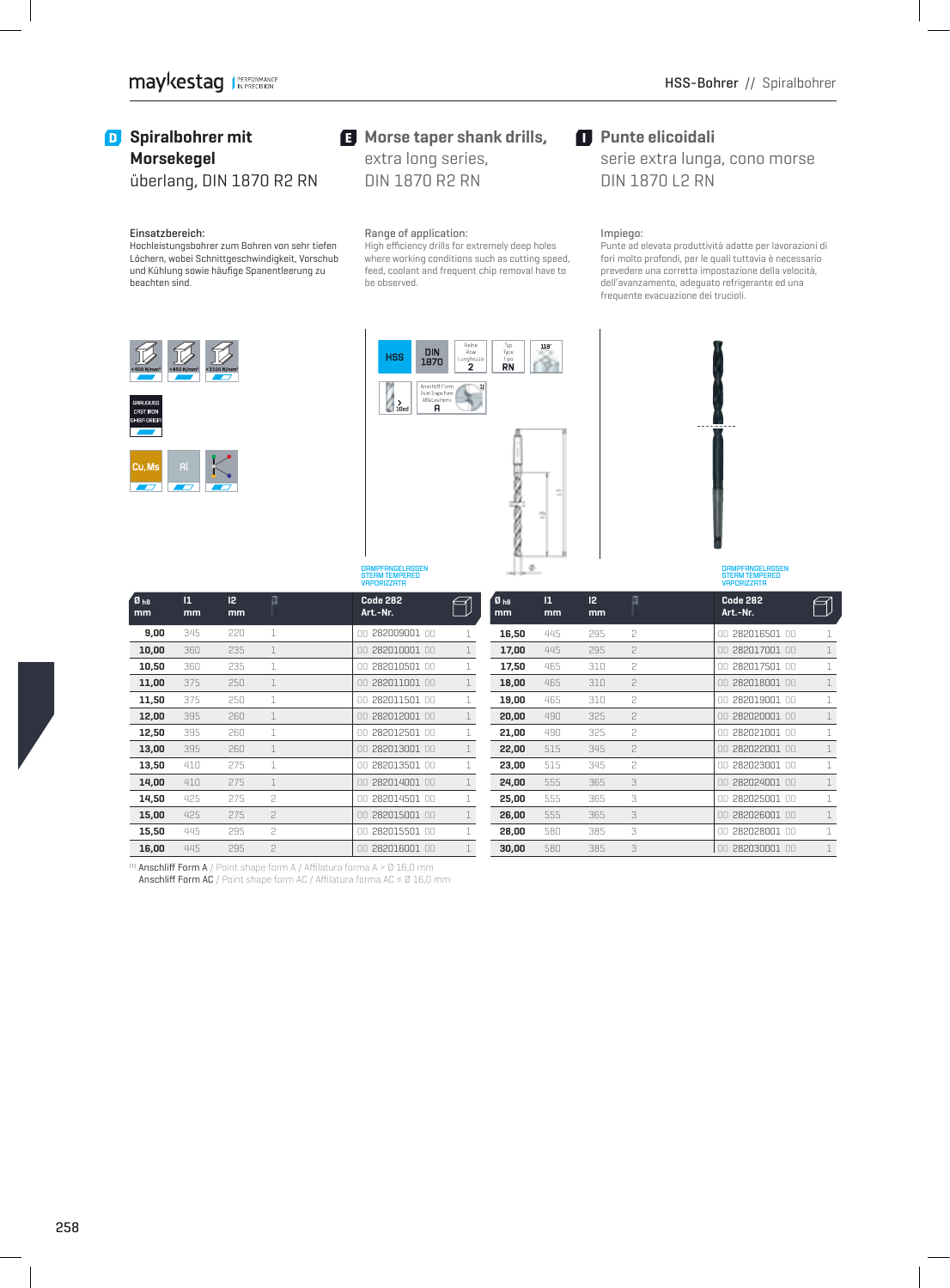## D Spiralbohrer mit Morsekegel
überlang, DIN 1870 R2 RN

## E Morse taper shank drills,
extra long series,
DIN 1870 R2 RN

## I Punte elicoidali
serie extra lunga, cono morse
DIN 1870 L2 RN

Einsatzbereich:
Hochleistungsbohrer zum Bohren von sehr tiefen Löchern, wobei Schnittgeschwindigkeit, Vorschub und Kühlung sowie häufige Spanentleerung zu beachten sind.

Range of application:
High efficiency drills for extremely deep holes where working conditions such as cutting speed, feed, coolant and frequent chip removal have to be observed.

Impiego:
Punte ad elevata produttività adatte per lavorazioni di fori molto profondi, per le quali tuttavia è necessario prevedere una corretta impostazione della velocità, dell'avanzamento, adeguato refrigerante ed una frequente evacuazione dei trucioli.

HSS | DIN 1870 | Reihe / Row / Lunghezza 2 | Typ / Type / Tipo RN | 118° | > 10xd | Anschliff Form / Point Shape Form / Affilatura forma A [1]

DAMPFANGELASSEN
STEAM TEMPERED
VAPORIZZATA

| Ø h8 mm | l1 mm | l2 mm | MK | Code 282 Art.-Nr. | |
|---|---|---|---|---|---|
| 9,00 | 345 | 220 | 1 | 00 282009001 00 | 1 |
| 10,00 | 360 | 235 | 1 | 00 282010001 00 | 1 |
| 10,50 | 360 | 235 | 1 | 00 282010501 00 | 1 |
| 11,00 | 375 | 250 | 1 | 00 282011001 00 | 1 |
| 11,50 | 375 | 250 | 1 | 00 282011501 00 | 1 |
| 12,00 | 395 | 260 | 1 | 00 282012001 00 | 1 |
| 12,50 | 395 | 260 | 1 | 00 282012501 00 | 1 |
| 13,00 | 395 | 260 | 1 | 00 282013001 00 | 1 |
| 13,50 | 410 | 275 | 1 | 00 282013501 00 | 1 |
| 14,00 | 410 | 275 | 1 | 00 282014001 00 | 1 |
| 14,50 | 425 | 275 | 2 | 00 282014501 00 | 1 |
| 15,00 | 425 | 275 | 2 | 00 282015001 00 | 1 |
| 15,50 | 445 | 295 | 2 | 00 282015501 00 | 1 |
| 16,00 | 445 | 295 | 2 | 00 282016001 00 | 1 |
| 16,50 | 445 | 295 | 2 | 00 282016501 00 | 1 |
| 17,00 | 445 | 295 | 2 | 00 282017001 00 | 1 |
| 17,50 | 465 | 310 | 2 | 00 282017501 00 | 1 |
| 18,00 | 465 | 310 | 2 | 00 282018001 00 | 1 |
| 19,00 | 465 | 310 | 2 | 00 282019001 00 | 1 |
| 20,00 | 490 | 325 | 2 | 00 282020001 00 | 1 |
| 21,00 | 490 | 325 | 2 | 00 282021001 00 | 1 |
| 22,00 | 515 | 345 | 2 | 00 282022001 00 | 1 |
| 23,00 | 515 | 345 | 2 | 00 282023001 00 | 1 |
| 24,00 | 555 | 365 | 3 | 00 282024001 00 | 1 |
| 25,00 | 555 | 365 | 3 | 00 282025001 00 | 1 |
| 26,00 | 555 | 365 | 3 | 00 282026001 00 | 1 |
| 28,00 | 580 | 385 | 3 | 00 282028001 00 | 1 |
| 30,00 | 580 | 385 | 3 | 00 282030001 00 | 1 |

[1] Anschliff Form A / Point shape form A / Affilatura forma A > Ø 16,0 mm
Anschliff Form AC / Point shape form AC / Affilatura forma AC ≤ Ø 16,0 mm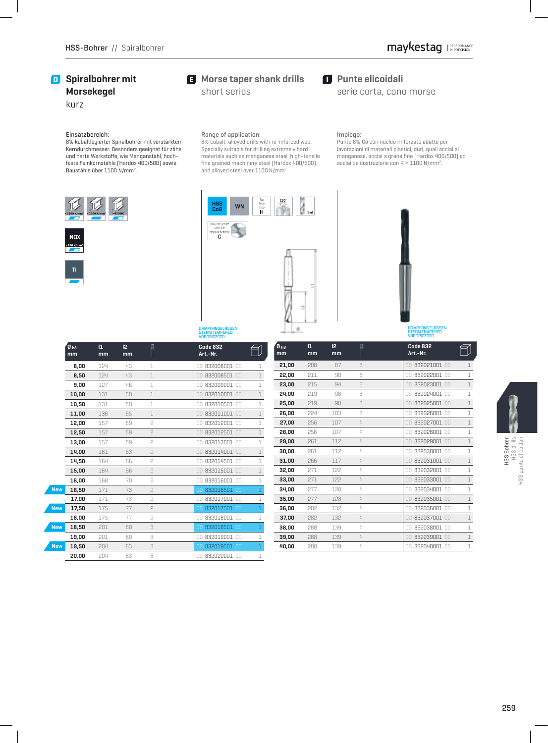HSS-Bohrer // Spiralbohrer

## D Spiralbohrer mit Morsekegel kurz

## E Morse taper shank drills short series

## I Punte elicoidali serie corta, cono morse

**Einsatzbereich:**
8% kobaltlegierter Spiralbohrer mit verstärktem Kerndurchmesser. Besonders geeignet für zähe und harte Werkstoffe, wie Manganstahl, hochfeste Feinkornstähle (Hardox 400/500) sowie Baustähle über 1100 N/mm².

**Range of application:**
8% cobalt-alloyed drills with re-inforced web. Specially suitable for drilling extremely hard materials such as manganese steel, high-tensile fine grained machinery steel (Hardox 400/500) and alloyed steel over 1100 N/mm².

**Impiego:**
Punte 8% Co con nucleo rinforzato adatte per lavorazioni di materiali plastici, duri, quali acciai al manganese, acciai a grana fine (Hardox 400/500) ed acciai da costruzione con R > 1100 N/mm².

< 1100 N/mm² | < 1300 N/mm² | > 45 HRC

INOX < 850 N/mm²

Ti

HSS Co8 | WN | Typ Type Tipo H | 130° | 3xd

Kreuzanschliff Split Point Affilatura diamante C

DAMPFANGELASSEN
STEAM TEMPERED
VAPORIZZATA

| | Ø h8 mm | l1 mm | l2 mm | MK | Code 832 Art.-Nr. | |
|---|---|---|---|---|---|---|
| | **8,00** | 124 | 43 | 1 | 00 832008001 00 | 1 |
| | **8,50** | 124 | 43 | 1 | 00 832008501 00 | 1 |
| | **9,00** | 127 | 46 | 1 | 00 832009001 00 | 1 |
| | **10,00** | 131 | 50 | 1 | 00 832010001 00 | 1 |
| | **10,50** | 131 | 50 | 1 | 00 832010501 00 | 1 |
| | **11,00** | 136 | 55 | 1 | 00 832011001 00 | 1 |
| | **12,00** | 157 | 59 | 2 | 00 832012001 00 | 1 |
| | **12,50** | 157 | 59 | 2 | 00 832012501 00 | 1 |
| | **13,00** | 157 | 59 | 2 | 00 832013001 00 | 1 |
| | **14,00** | 161 | 63 | 2 | 00 832014001 00 | 1 |
| | **14,50** | 164 | 66 | 2 | 00 832014501 00 | 1 |
| | **15,00** | 164 | 66 | 2 | 00 832015001 00 | 1 |
| | **16,00** | 168 | 70 | 2 | 00 832016001 00 | 1 |
| New | **16,50** | 171 | 73 | 2 | 00 832016501 00 | 1 |
| | **17,00** | 171 | 73 | 2 | 00 832017001 00 | 1 |
| New | **17,50** | 175 | 77 | 2 | 00 832017501 00 | 1 |
| | **18,00** | 175 | 77 | 2 | 00 832018001 00 | 1 |
| New | **18,50** | 201 | 80 | 3 | 00 832018501 00 | 1 |
| | **19,00** | 201 | 80 | 3 | 00 832019001 00 | 1 |
| New | **19,50** | 204 | 83 | 3 | 00 832019501 00 | 1 |
| | **20,00** | 204 | 83 | 3 | 00 832020001 00 | 1 |

| Ø h8 mm | l1 mm | l2 mm | MK | Code 832 Art.-Nr. | |
|---|---|---|---|---|---|
| **21,00** | 208 | 87 | 3 | 00 832021001 00 | 1 |
| **22,00** | 211 | 90 | 3 | 00 832022001 00 | 1 |
| **23,00** | 215 | 94 | 3 | 00 832023001 00 | 1 |
| **24,00** | 219 | 98 | 3 | 00 832024001 00 | 1 |
| **25,00** | 219 | 98 | 3 | 00 832025001 00 | 1 |
| **26,00** | 224 | 103 | 3 | 00 832026001 00 | 1 |
| **27,00** | 256 | 107 | 4 | 00 832027001 00 | 1 |
| **28,00** | 256 | 107 | 4 | 00 832028001 00 | 1 |
| **29,00** | 261 | 112 | 4 | 00 832029001 00 | 1 |
| **30,00** | 261 | 112 | 4 | 00 832030001 00 | 1 |
| **31,00** | 266 | 117 | 4 | 00 832031001 00 | 1 |
| **32,00** | 271 | 122 | 4 | 00 832032001 00 | 1 |
| **33,00** | 271 | 122 | 4 | 00 832033001 00 | 1 |
| **34,00** | 277 | 128 | 4 | 00 832034001 00 | 1 |
| **35,00** | 277 | 128 | 4 | 00 832035001 00 | 1 |
| **36,00** | 282 | 132 | 4 | 00 832036001 00 | 1 |
| **37,00** | 282 | 132 | 4 | 00 832037001 00 | 1 |
| **38,00** | 288 | 139 | 4 | 00 832038001 00 | 1 |
| **39,00** | 288 | 139 | 4 | 00 832039001 00 | 1 |
| **40,00** | 288 | 139 | 4 | 00 832040001 00 | 1 |

HSS Bohrer
HSS drills
HSS punte elicoidali